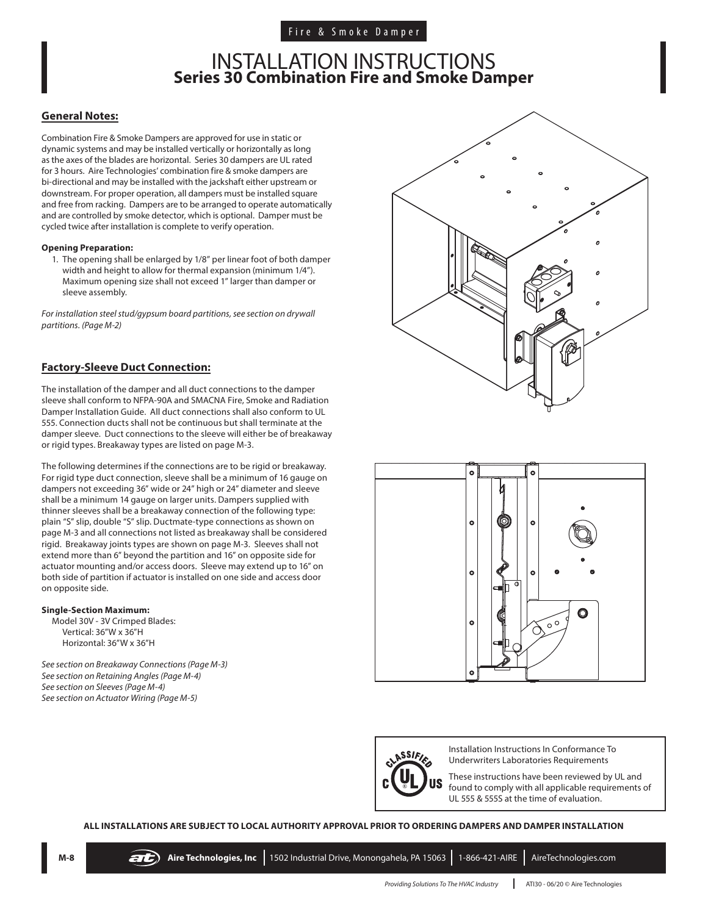Fire & Smoke Damper

# INSTALLATION INSTRUCTIONS
## Series 30 Combination Fire and Smoke Damper

### General Notes:

Combination Fire & Smoke Dampers are approved for use in static or dynamic systems and may be installed vertically or horizontally as long as the axes of the blades are horizontal. Series 30 dampers are UL rated for 3 hours. Aire Technologies' combination fire & smoke dampers are bi-directional and may be installed with the jackshaft either upstream or downstream. For proper operation, all dampers must be installed square and free from racking. Dampers are to be arranged to operate automatically and are controlled by smoke detector, which is optional. Damper must be cycled twice after installation is complete to verify operation.

**Opening Preparation:**

1. The opening shall be enlarged by 1/8" per linear foot of both damper width and height to allow for thermal expansion (minimum 1/4"). Maximum opening size shall not exceed 1" larger than damper or sleeve assembly.

*For installation steel stud/gypsum board partitions, see section on drywall partitions. (Page M-2)*

### Factory-Sleeve Duct Connection:

The installation of the damper and all duct connections to the damper sleeve shall conform to NFPA-90A and SMACNA Fire, Smoke and Radiation Damper Installation Guide. All duct connections shall also conform to UL 555. Connection ducts shall not be continuous but shall terminate at the damper sleeve. Duct connections to the sleeve will either be of breakaway or rigid types. Breakaway types are listed on page M-3.

The following determines if the connections are to be rigid or breakaway. For rigid type duct connection, sleeve shall be a minimum of 16 gauge on dampers not exceeding 36" wide or 24" high or 24" diameter and sleeve shall be a minimum 14 gauge on larger units. Dampers supplied with thinner sleeves shall be a breakaway connection of the following type: plain "S" slip, double "S" slip. Ductmate-type connections as shown on page M-3 and all connections not listed as breakaway shall be considered rigid. Breakaway joints types are shown on page M-3. Sleeves shall not extend more than 6" beyond the partition and 16" on opposite side for actuator mounting and/or access doors. Sleeve may extend up to 16" on both side of partition if actuator is installed on one side and access door on opposite side.

**Single-Section Maximum:**

Model 30V - 3V Crimped Blades:
- Vertical: 36"W x 36"H
- Horizontal: 36"W x 36"H

*See section on Breakaway Connections (Page M-3)*
*See section on Retaining Angles (Page M-4)*
*See section on Sleeves (Page M-4)*
*See section on Actuator Wiring (Page M-5)*

CLASSIFIED c UL US

Installation Instructions In Conformance To Underwriters Laboratories Requirements

These instructions have been reviewed by UL and found to comply with all applicable requirements of UL 555 & 555S at the time of evaluation.

**ALL INSTALLATIONS ARE SUBJECT TO LOCAL AUTHORITY APPROVAL PRIOR TO ORDERING DAMPERS AND DAMPER INSTALLATION**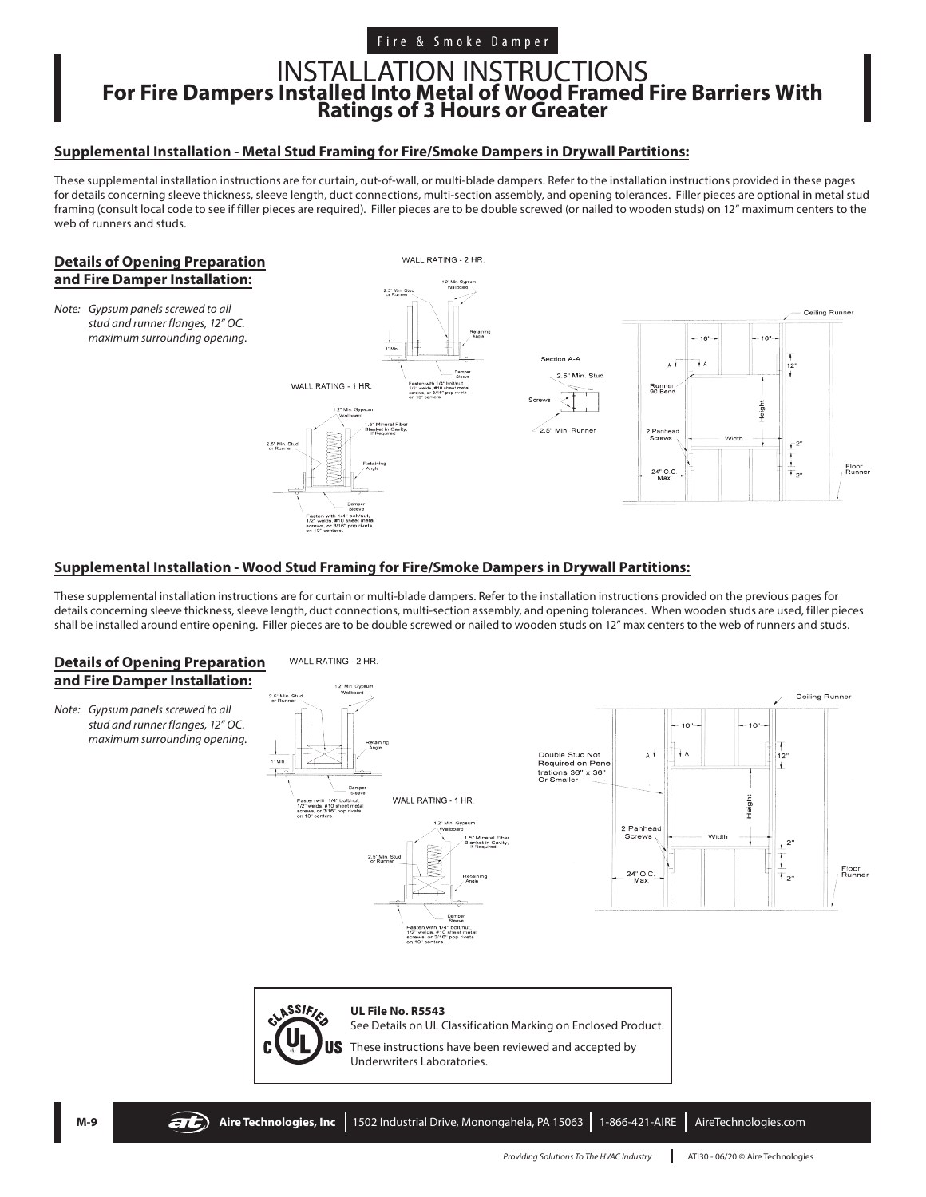Fire & Smoke Damper

# INSTALLATION INSTRUCTIONS

## For Fire Dampers Installed Into Metal of Wood Framed Fire Barriers With Ratings of 3 Hours or Greater

### Supplemental Installation - Metal Stud Framing for Fire/Smoke Dampers in Drywall Partitions:

These supplemental installation instructions are for curtain, out-of-wall, or multi-blade dampers. Refer to the installation instructions provided in these pages for details concerning sleeve thickness, sleeve length, duct connections, multi-section assembly, and opening tolerances. Filler pieces are optional in metal stud framing (consult local code to see if filler pieces are required). Filler pieces are to be double screwed (or nailed to wooden studs) on 12" maximum centers to the web of runners and studs.

### Details of Opening Preparation and Fire Damper Installation:

*Note: Gypsum panels screwed to all stud and runner flanges, 12" OC. maximum surrounding opening.*

WALL RATING - 2 HR.

1/2" Min. Gypsum Wallboard
2.5" Min. Stud or Runner
Retaining Angle
1" Min.
Damper Sleeve
Fasten with 1/4" bolt/nut, 1/2" welds, #10 sheet metal screws, or 3/16" pop rivets on 10" centers.

WALL RATING - 1 HR.

1/2" Min. Gypsum Wallboard
1.5" Mineral Fiber Blanket in Cavity, If Required
2.5" Min. Stud or Runner
Retaining Angle
Damper Sleeve
Fasten with 1/4" bolt/nut, 1/2" welds, #10 sheet metal screws, or 3/16" pop rivets on 10" centers.

Section A-A
2.5" Min. Stud
Screws
2.5" Min. Runner

Ceiling Runner
16" 16"
12"
Runner 90 Bend
Height
2 Panhead Screws
Width
2"
24" O.C. Max
2"
Floor Runner

### Supplemental Installation - Wood Stud Framing for Fire/Smoke Dampers in Drywall Partitions:

These supplemental installation instructions are for curtain or multi-blade dampers. Refer to the installation instructions provided on the previous pages for details concerning sleeve thickness, sleeve length, duct connections, multi-section assembly, and opening tolerances. When wooden studs are used, filler pieces shall be installed around entire opening. Filler pieces are to be double screwed or nailed to wooden studs on 12" max centers to the web of runners and studs.

### Details of Opening Preparation and Fire Damper Installation:

*Note: Gypsum panels screwed to all stud and runner flanges, 12" OC. maximum surrounding opening.*

WALL RATING - 2 HR.

1/2" Min. Gypsum Wallboard
2.5" Min. Stud or Runner
Retaining Angle
1" Min.
Damper Sleeve
Fasten with 1/4" bolt/nut, 1/2" welds, #10 sheet metal screws, or 3/16" pop rivets on 10" centers

WALL RATING - 1 HR.

1/2" Min. Gypsum Wallboard
1.5" Mineral Fiber Blanket in Cavity, If Required
2.5" Min. Stud or Runner
Retaining Angle
Damper Sleeve
Fasten with 1/4" bolt/nut, 1/2" welds, #10 sheet metal screws, or 3/16" pop rivets on 10" centers

Ceiling Runner
16" 16"
Double Stud Not Required on Penetrations 36" x 36" Or Smaller
12"
Height
2 Panhead Screws
Width
2"
24" O.C. Max
2"
Floor Runner

**UL File No. R5543**
See Details on UL Classification Marking on Enclosed Product.
These instructions have been reviewed and accepted by Underwriters Laboratories.

**Aire Technologies, Inc** | 1502 Industrial Drive, Monongahela, PA 15063 | 1-866-421-AIRE | AireTechnologies.com

*Providing Solutions To The HVAC Industry* | ATI30 - 06/20 © Aire Technologies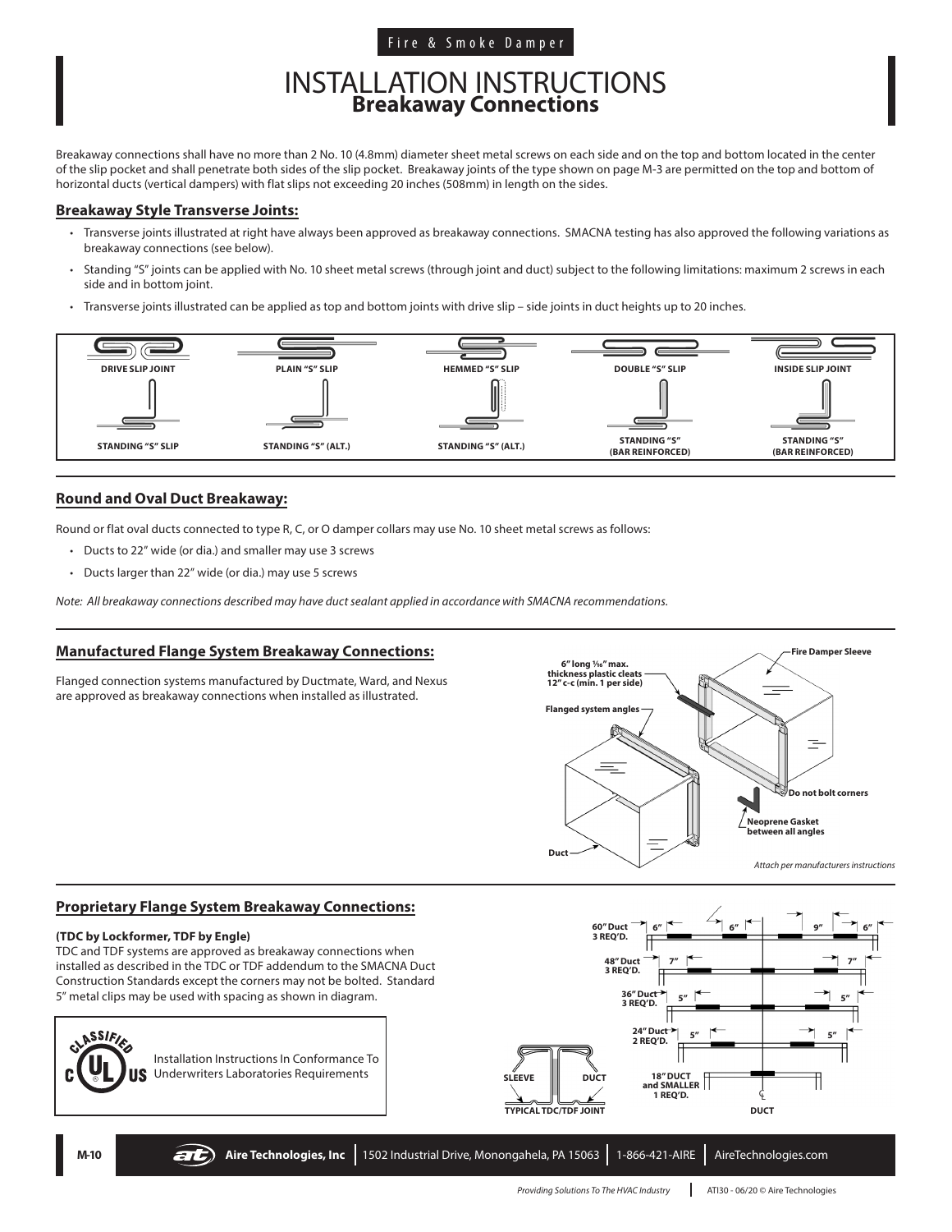Fire & Smoke Damper

# INSTALLATION INSTRUCTIONS
## Breakaway Connections

Breakaway connections shall have no more than 2 No. 10 (4.8mm) diameter sheet metal screws on each side and on the top and bottom located in the center of the slip pocket and shall penetrate both sides of the slip pocket. Breakaway joints of the type shown on page M-3 are permitted on the top and bottom of horizontal ducts (vertical dampers) with flat slips not exceeding 20 inches (508mm) in length on the sides.

### Breakaway Style Transverse Joints:

- Transverse joints illustrated at right have always been approved as breakaway connections. SMACNA testing has also approved the following variations as breakaway connections (see below).
- Standing "S" joints can be applied with No. 10 sheet metal screws (through joint and duct) subject to the following limitations: maximum 2 screws in each side and in bottom joint.
- Transverse joints illustrated can be applied as top and bottom joints with drive slip – side joints in duct heights up to 20 inches.

DRIVE SLIP JOINT | PLAIN "S" SLIP | HEMMED "S" SLIP | DOUBLE "S" SLIP | INSIDE SLIP JOINT

STANDING "S" SLIP | STANDING "S" (ALT.) | STANDING "S" (ALT.) | STANDING "S" (BAR REINFORCED) | STANDING "S" (BAR REINFORCED)

### Round and Oval Duct Breakaway:

Round or flat oval ducts connected to type R, C, or O damper collars may use No. 10 sheet metal screws as follows:

- Ducts to 22" wide (or dia.) and smaller may use 3 screws
- Ducts larger than 22" wide (or dia.) may use 5 screws

*Note: All breakaway connections described may have duct sealant applied in accordance with SMACNA recommendations.*

### Manufactured Flange System Breakaway Connections:

Flanged connection systems manufactured by Ductmate, Ward, and Nexus are approved as breakaway connections when installed as illustrated.

6" long 1/16" max. thickness plastic cleats 12" c-c (min. 1 per side)

Fire Damper Sleeve

Flanged system angles

Do not bolt corners

Neoprene Gasket between all angles

Duct

*Attach per manufacturers instructions*

### Proprietary Flange System Breakaway Connections:

**(TDC by Lockformer, TDF by Engle)**

TDC and TDF systems are approved as breakaway connections when installed as described in the TDC or TDF addendum to the SMACNA Duct Construction Standards except the corners may not be bolted. Standard 5" metal clips may be used with spacing as shown in diagram.

Installation Instructions In Conformance To Underwriters Laboratories Requirements

SLEEVE | DUCT

TYPICAL TDC/TDF JOINT

60" Duct 3 REQ'D. — 6" | 6" | 9" | 6"

48" Duct 3 REQ'D. — 7" | 7"

36" Duct 3 REQ'D. — 5" | 5"

24" Duct 2 REQ'D. — 5" | 5"

18" DUCT and SMALLER 1 REQ'D.

DUCT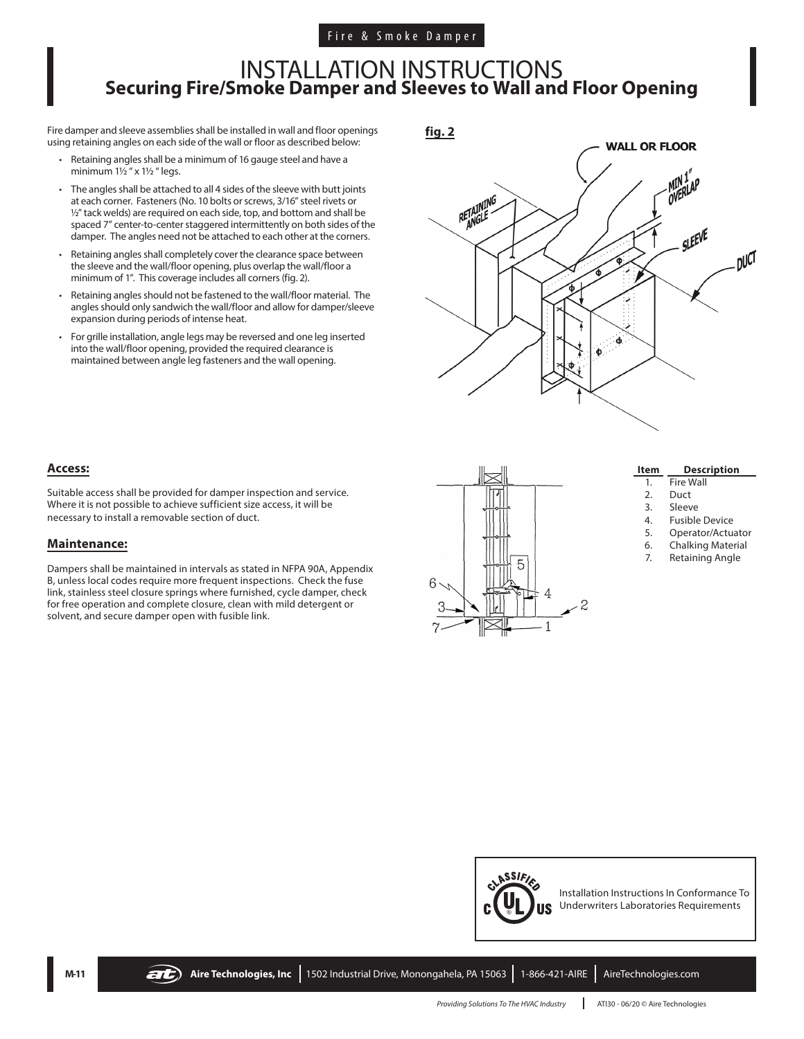Fire & Smoke Damper

# INSTALLATION INSTRUCTIONS
## Securing Fire/Smoke Damper and Sleeves to Wall and Floor Opening

Fire damper and sleeve assemblies shall be installed in wall and floor openings using retaining angles on each side of the wall or floor as described below:

- Retaining angles shall be a minimum of 16 gauge steel and have a minimum 1½ " x 1½ " legs.
- The angles shall be attached to all 4 sides of the sleeve with butt joints at each corner. Fasteners (No. 10 bolts or screws, 3/16" steel rivets or ½" tack welds) are required on each side, top, and bottom and shall be spaced 7" center-to-center staggered intermittently on both sides of the damper. The angles need not be attached to each other at the corners.
- Retaining angles shall completely cover the clearance space between the sleeve and the wall/floor opening, plus overlap the wall/floor a minimum of 1". This coverage includes all corners (fig. 2).
- Retaining angles should not be fastened to the wall/floor material. The angles should only sandwich the wall/floor and allow for damper/sleeve expansion during periods of intense heat.
- For grille installation, angle legs may be reversed and one leg inserted into the wall/floor opening, provided the required clearance is maintained between angle leg fasteners and the wall opening.

**fig. 2**

WALL OR FLOOR — MIN 1" OVERLAP — SLEEVE — DUCT — RETAINING ANGLE

### Access:

Suitable access shall be provided for damper inspection and service. Where it is not possible to achieve sufficient size access, it will be necessary to install a removable section of duct.

### Maintenance:

Dampers shall be maintained in intervals as stated in NFPA 90A, Appendix B, unless local codes require more frequent inspections. Check the fuse link, stainless steel closure springs where furnished, cycle damper, check for free operation and complete closure, clean with mild detergent or solvent, and secure damper open with fusible link.

| Item | Description |
|---|---|
| 1. | Fire Wall |
| 2. | Duct |
| 3. | Sleeve |
| 4. | Fusible Device |
| 5. | Operator/Actuator |
| 6. | Chalking Material |
| 7. | Retaining Angle |

CLASSIFIED c UL US — Installation Instructions In Conformance To Underwriters Laboratories Requirements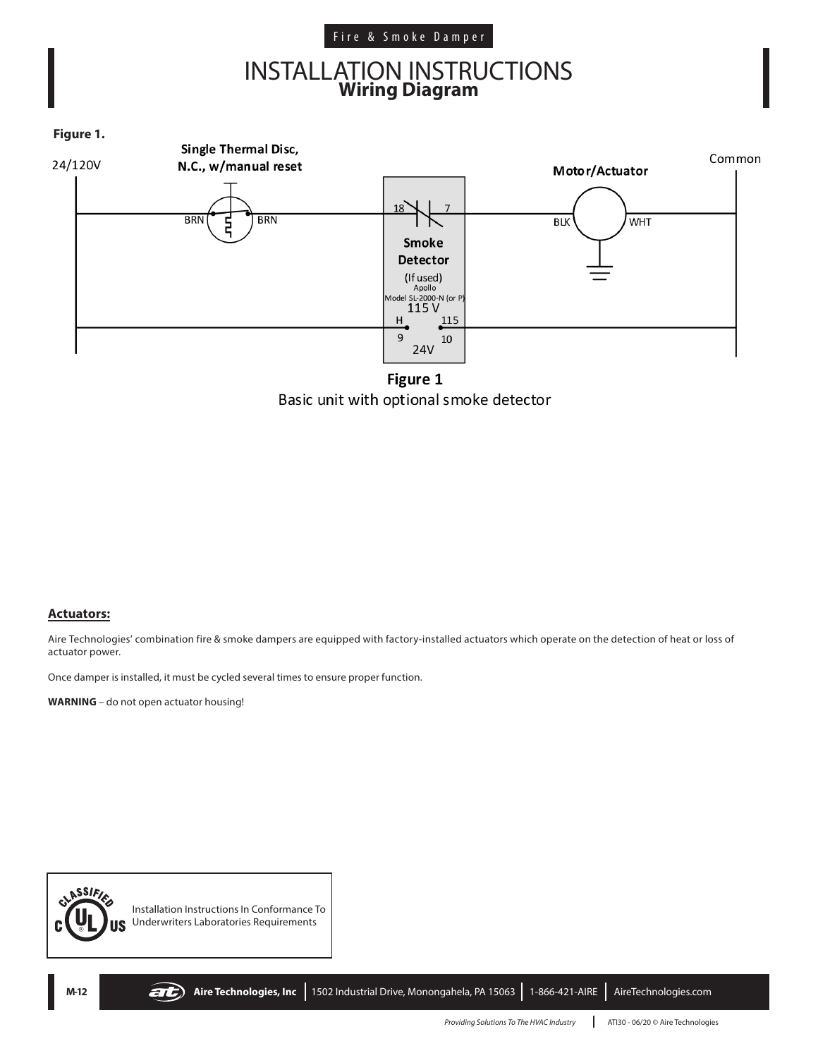Fire & Smoke Damper

# INSTALLATION INSTRUCTIONS
## Wiring Diagram

**Figure 1.**

24/120V

**Single Thermal Disc, N.C., w/manual reset**

BRN BRN

18 7

**Smoke Detector**

(If used)
Apollo
Model SL-2000-N (or P)
115 V

H 115
9 10
24V

**Motor/Actuator**

BLK WHT

Common

**Figure 1**
Basic unit with optional smoke detector

**Actuators:**

Aire Technologies' combination fire & smoke dampers are equipped with factory-installed actuators which operate on the detection of heat or loss of actuator power.

Once damper is installed, it must be cycled several times to ensure proper function.

**WARNING** – do not open actuator housing!

Installation Instructions In Conformance To Underwriters Laboratories Requirements